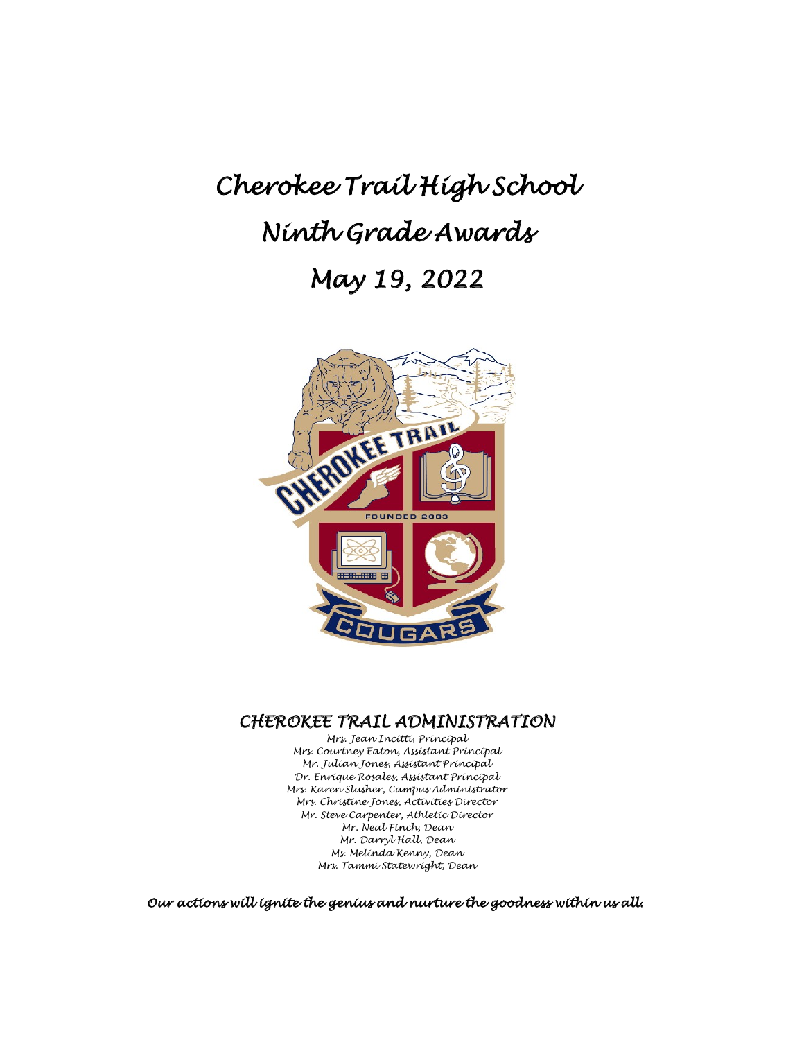# *Cherokee Trail High School*
# *Ninth Grade Awards*
# *May 19, 2022*

## *CHEROKEE TRAIL ADMINISTRATION*

*Mrs. Jean Incitti, Principal*
*Mrs. Courtney Eaton, Assistant Principal*
*Mr. Julian Jones, Assistant Principal*
*Dr. Enrique Rosales, Assistant Principal*
*Mrs. Karen Slusher, Campus Administrator*
*Mrs. Christine Jones, Activities Director*
*Mr. Steve Carpenter, Athletic Director*
*Mr. Neal Finch, Dean*
*Mr. Darryl Hall, Dean*
*Ms. Melinda Kenny, Dean*
*Mrs. Tammi Statewright, Dean*

***Our actions will ignite the genius and nurture the goodness within us all.***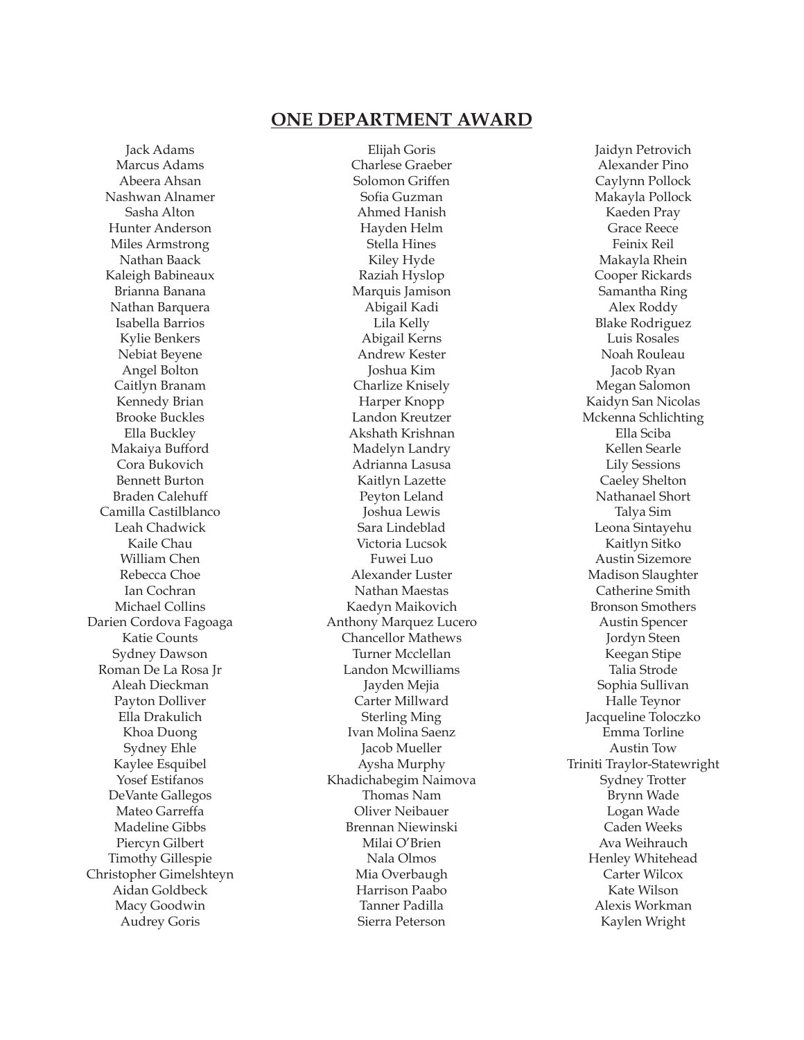## ONE DEPARTMENT AWARD

Jack Adams
Marcus Adams
Abeera Ahsan
Nashwan Alnamer
Sasha Alton
Hunter Anderson
Miles Armstrong
Nathan Baack
Kaleigh Babineaux
Brianna Banana
Nathan Barquera
Isabella Barrios
Kylie Benkers
Nebiat Beyene
Angel Bolton
Caitlyn Branam
Kennedy Brian
Brooke Buckles
Ella Buckley
Makaiya Bufford
Cora Bukovich
Bennett Burton
Braden Calehuff
Camilla Castilblanco
Leah Chadwick
Kaile Chau
William Chen
Rebecca Choe
Ian Cochran
Michael Collins
Darien Cordova Fagoaga
Katie Counts
Sydney Dawson
Roman De La Rosa Jr
Aleah Dieckman
Payton Dolliver
Ella Drakulich
Khoa Duong
Sydney Ehle
Kaylee Esquibel
Yosef Estifanos
DeVante Gallegos
Mateo Garreffa
Madeline Gibbs
Piercyn Gilbert
Timothy Gillespie
Christopher Gimelshteyn
Aidan Goldbeck
Macy Goodwin
Audrey Goris
Elijah Goris
Charlese Graeber
Solomon Griffen
Sofia Guzman
Ahmed Hanish
Hayden Helm
Stella Hines
Kiley Hyde
Raziah Hyslop
Marquis Jamison
Abigail Kadi
Lila Kelly
Abigail Kerns
Andrew Kester
Joshua Kim
Charlize Knisely
Harper Knopp
Landon Kreutzer
Akshath Krishnan
Madelyn Landry
Adrianna Lasusa
Kaitlyn Lazette
Peyton Leland
Joshua Lewis
Sara Lindeblad
Victoria Lucsok
Fuwei Luo
Alexander Luster
Nathan Maestas
Kaedyn Maikovich
Anthony Marquez Lucero
Chancellor Mathews
Turner Mcclellan
Landon Mcwilliams
Jayden Mejia
Carter Millward
Sterling Ming
Ivan Molina Saenz
Jacob Mueller
Aysha Murphy
Khadichabegim Naimova
Thomas Nam
Oliver Neibauer
Brennan Niewinski
Milai O'Brien
Nala Olmos
Mia Overbaugh
Harrison Paabo
Tanner Padilla
Sierra Peterson
Jaidyn Petrovich
Alexander Pino
Caylynn Pollock
Makayla Pollock
Kaeden Pray
Grace Reece
Feinix Reil
Makayla Rhein
Cooper Rickards
Samantha Ring
Alex Roddy
Blake Rodriguez
Luis Rosales
Noah Rouleau
Jacob Ryan
Megan Salomon
Kaidyn San Nicolas
Mckenna Schlichting
Ella Sciba
Kellen Searle
Lily Sessions
Caeley Shelton
Nathanael Short
Talya Sim
Leona Sintayehu
Kaitlyn Sitko
Austin Sizemore
Madison Slaughter
Catherine Smith
Bronson Smothers
Austin Spencer
Jordyn Steen
Keegan Stipe
Talia Strode
Sophia Sullivan
Halle Teynor
Jacqueline Toloczko
Emma Torline
Austin Tow
Triniti Traylor-Statewright
Sydney Trotter
Brynn Wade
Logan Wade
Caden Weeks
Ava Weihrauch
Henley Whitehead
Carter Wilcox
Kate Wilson
Alexis Workman
Kaylen Wright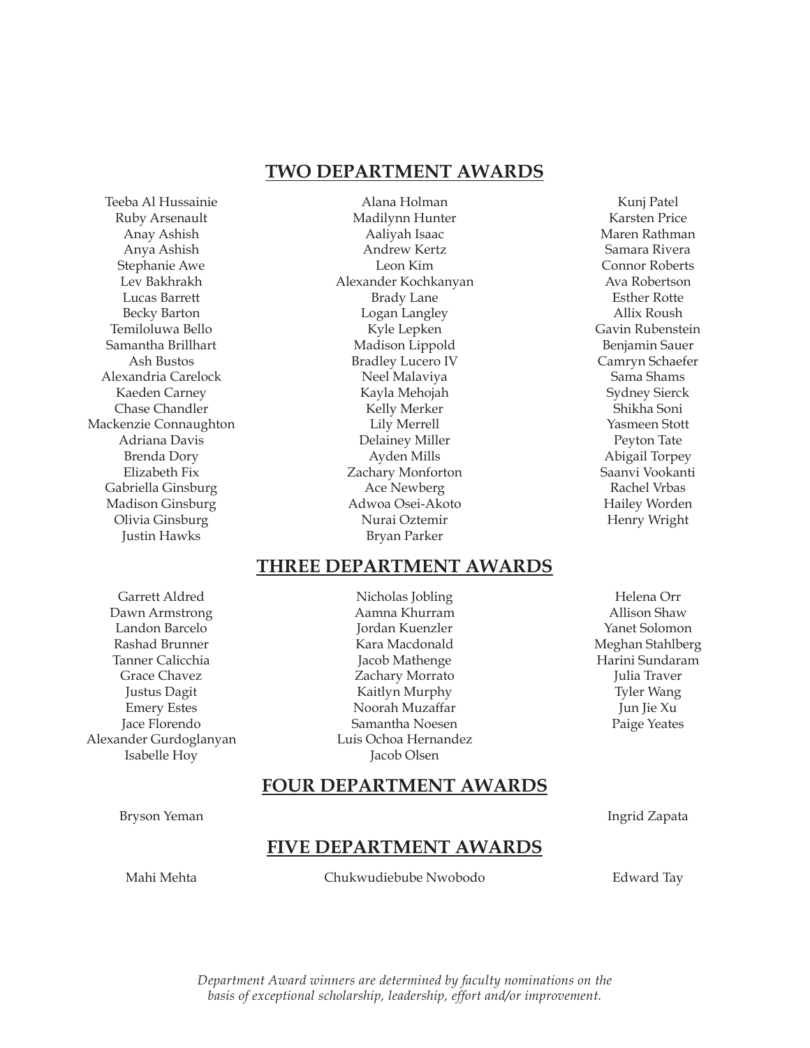## TWO DEPARTMENT AWARDS

Teeba Al Hussainie
Ruby Arsenault
Anay Ashish
Anya Ashish
Stephanie Awe
Lev Bakhrakh
Lucas Barrett
Becky Barton
Temiloluwa Bello
Samantha Brillhart
Ash Bustos
Alexandria Carelock
Kaeden Carney
Chase Chandler
Mackenzie Connaughton
Adriana Davis
Brenda Dory
Elizabeth Fix
Gabriella Ginsburg
Madison Ginsburg
Olivia Ginsburg
Justin Hawks
Alana Holman
Madilynn Hunter
Aaliyah Isaac
Andrew Kertz
Leon Kim
Alexander Kochkanyan
Brady Lane
Logan Langley
Kyle Lepken
Madison Lippold
Bradley Lucero IV
Neel Malaviya
Kayla Mehojah
Kelly Merker
Lily Merrell
Delainey Miller
Ayden Mills
Zachary Monforton
Ace Newberg
Adwoa Osei-Akoto
Nurai Oztemir
Bryan Parker
Kunj Patel
Karsten Price
Maren Rathman
Samara Rivera
Connor Roberts
Ava Robertson
Esther Rotte
Allix Roush
Gavin Rubenstein
Benjamin Sauer
Camryn Schaefer
Sama Shams
Sydney Sierck
Shikha Soni
Yasmeen Stott
Peyton Tate
Abigail Torpey
Saanvi Vookanti
Rachel Vrbas
Hailey Worden
Henry Wright

## THREE DEPARTMENT AWARDS

Garrett Aldred
Dawn Armstrong
Landon Barcelo
Rashad Brunner
Tanner Calicchia
Grace Chavez
Justus Dagit
Emery Estes
Jace Florendo
Alexander Gurdoglanyan
Isabelle Hoy
Nicholas Jobling
Aamna Khurram
Jordan Kuenzler
Kara Macdonald
Jacob Mathenge
Zachary Morrato
Kaitlyn Murphy
Noorah Muzaffar
Samantha Noesen
Luis Ochoa Hernandez
Jacob Olsen
Helena Orr
Allison Shaw
Yanet Solomon
Meghan Stahlberg
Harini Sundaram
Julia Traver
Tyler Wang
Jun Jie Xu
Paige Yeates

## FOUR DEPARTMENT AWARDS

Bryson Yeman
Ingrid Zapata

## FIVE DEPARTMENT AWARDS

Mahi Mehta
Chukwudiebube Nwobodo
Edward Tay

*Department Award winners are determined by faculty nominations on the basis of exceptional scholarship, leadership, effort and/or improvement.*